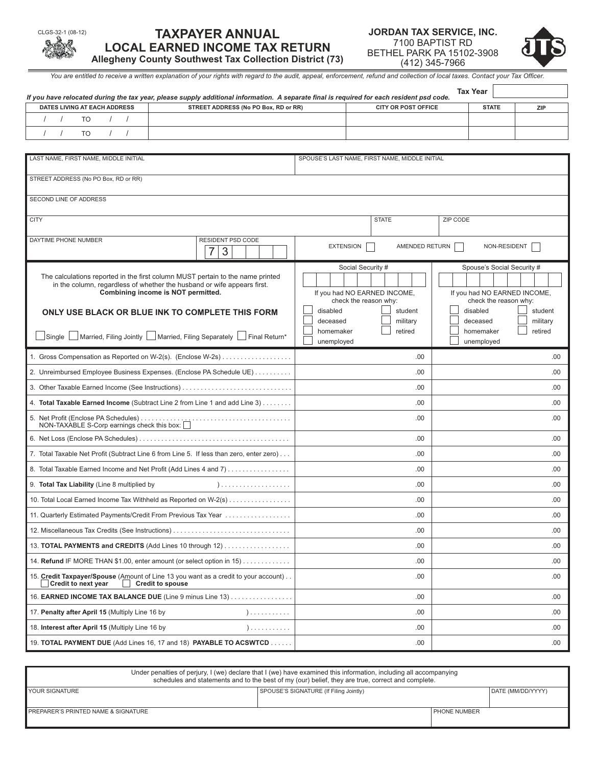CLGS-32-1 (08-12)

# TAXPAYER ANNUAL LOCAL EARNED INCOME TAX RETURN

**Allegheny County Southwest Tax Collection District (73)**

**JORDAN TAX SERVICE, INC.**
7100 BAPTIST RD
BETHEL PARK PA 15102-3908
(412) 345-7966

*You are entitled to receive a written explanation of your rights with regard to the audit, appeal, enforcement, refund and collection of local taxes. Contact your Tax Officer.*

**Tax Year** ______

***If you have relocated during the tax year, please supply additional information. A separate final is required for each resident psd code.***

| DATES LIVING AT EACH ADDRESS | STREET ADDRESS (No PO Box, RD or RR) | CITY OR POST OFFICE | STATE | ZIP |
|---|---|---|---|---|
| / / TO / / | | | | |
| / / TO / / | | | | |

| LAST NAME, FIRST NAME, MIDDLE INITIAL | SPOUSE'S LAST NAME, FIRST NAME, MIDDLE INITIAL |
|---|---|
| STREET ADDRESS (No PO Box, RD or RR) | |
| SECOND LINE OF ADDRESS | |
| CITY / STATE / ZIP CODE | |
| DAYTIME PHONE NUMBER / RESIDENT PSD CODE: 7 3 | ☐ EXTENSION ☐ AMENDED RETURN ☐ NON-RESIDENT |

The calculations reported in the first column MUST pertain to the name printed in the column, regardless of whether the husband or wife appears first. **Combining income is NOT permitted.**

**ONLY USE BLACK OR BLUE INK TO COMPLETE THIS FORM**

☐ Single ☐ Married, Filing Jointly ☐ Married, Filing Separately ☐ Final Return*

| | Social Security # | Spouse's Social Security # |
|---|---|---|
| If you had NO EARNED INCOME, check the reason why: | ☐ disabled ☐ student ☐ deceased ☐ military ☐ homemaker ☐ retired ☐ unemployed | ☐ disabled ☐ student ☐ deceased ☐ military ☐ homemaker ☐ retired ☐ unemployed |

| Line | Taxpayer | Spouse |
|---|---|---|
| 1. Gross Compensation as Reported on W-2(s). (Enclose W-2s) | .00 | .00 |
| 2. Unreimbursed Employee Business Expenses. (Enclose PA Schedule UE) | .00 | .00 |
| 3. Other Taxable Earned Income (See Instructions) | .00 | .00 |
| 4. **Total Taxable Earned Income** (Subtract Line 2 from Line 1 and add Line 3) | .00 | .00 |
| 5. Net Profit (Enclose PA Schedules) NON-TAXABLE S-Corp earnings check this box: ☐ | .00 | .00 |
| 6. Net Loss (Enclose PA Schedules) | .00 | .00 |
| 7. Total Taxable Net Profit (Subtract Line 6 from Line 5. If less than zero, enter zero) | .00 | .00 |
| 8. Total Taxable Earned Income and Net Profit (Add Lines 4 and 7) | .00 | .00 |
| 9. **Total Tax Liability** (Line 8 multiplied by ) | .00 | .00 |
| 10. Total Local Earned Income Tax Withheld as Reported on W-2(s) | .00 | .00 |
| 11. Quarterly Estimated Payments/Credit From Previous Tax Year | .00 | .00 |
| 12. Miscellaneous Tax Credits (See Instructions) | .00 | .00 |
| 13. **TOTAL PAYMENTS and CREDITS** (Add Lines 10 through 12) | .00 | .00 |
| 14. **Refund** IF MORE THAN $1.00, enter amount (or select option in 15) | .00 | .00 |
| 15. **Credit Taxpayer/Spouse** (Amount of Line 13 you want as a credit to your account) ☐ **Credit to next year** ☐ **Credit to spouse** | .00 | .00 |
| 16. **EARNED INCOME TAX BALANCE DUE** (Line 9 minus Line 13) | .00 | .00 |
| 17. **Penalty after April 15** (Multiply Line 16 by ) | .00 | .00 |
| 18. **Interest after April 15** (Multiply Line 16 by ) | .00 | .00 |
| 19. **TOTAL PAYMENT DUE** (Add Lines 16, 17 and 18) **PAYABLE TO ACSWTCD** | .00 | .00 |

Under penalties of perjury, I (we) declare that I (we) have examined this information, including all accompanying schedules and statements and to the best of my (our) belief, they are true, correct and complete.

| YOUR SIGNATURE | SPOUSE'S SIGNATURE (If Filing Jointly) | DATE (MM/DD/YYYY) |
|---|---|---|
| PREPARER'S PRINTED NAME & SIGNATURE | | PHONE NUMBER |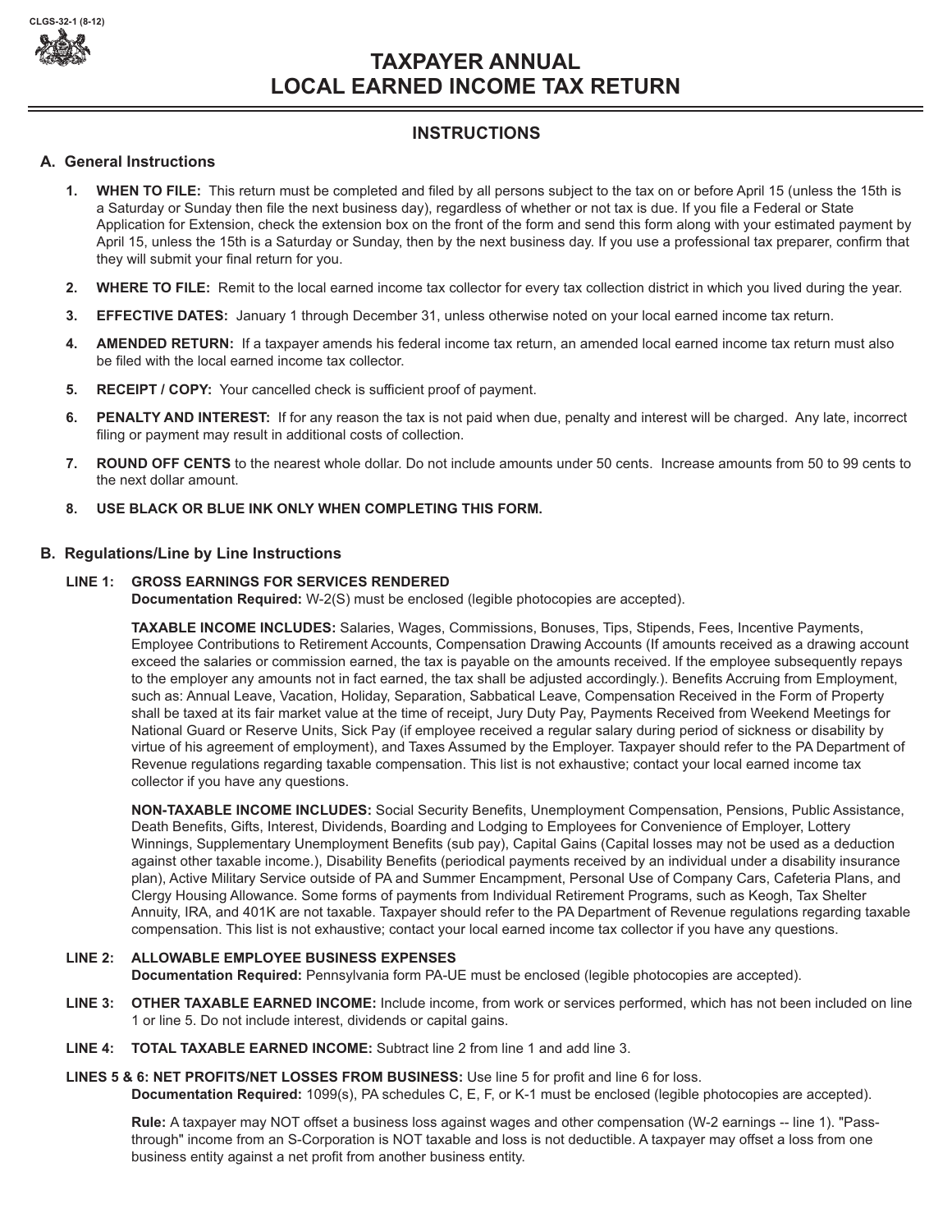CLGS-32-1 (8-12)

# TAXPAYER ANNUAL LOCAL EARNED INCOME TAX RETURN

## INSTRUCTIONS

### A. General Instructions

1. **WHEN TO FILE:** This return must be completed and filed by all persons subject to the tax on or before April 15 (unless the 15th is a Saturday or Sunday then file the next business day), regardless of whether or not tax is due. If you file a Federal or State Application for Extension, check the extension box on the front of the form and send this form along with your estimated payment by April 15, unless the 15th is a Saturday or Sunday, then by the next business day. If you use a professional tax preparer, confirm that they will submit your final return for you.

2. **WHERE TO FILE:** Remit to the local earned income tax collector for every tax collection district in which you lived during the year.

3. **EFFECTIVE DATES:** January 1 through December 31, unless otherwise noted on your local earned income tax return.

4. **AMENDED RETURN:** If a taxpayer amends his federal income tax return, an amended local earned income tax return must also be filed with the local earned income tax collector.

5. **RECEIPT / COPY:** Your cancelled check is sufficient proof of payment.

6. **PENALTY AND INTEREST:** If for any reason the tax is not paid when due, penalty and interest will be charged. Any late, incorrect filing or payment may result in additional costs of collection.

7. **ROUND OFF CENTS** to the nearest whole dollar. Do not include amounts under 50 cents. Increase amounts from 50 to 99 cents to the next dollar amount.

8. **USE BLACK OR BLUE INK ONLY WHEN COMPLETING THIS FORM.**

### B. Regulations/Line by Line Instructions

**LINE 1: GROSS EARNINGS FOR SERVICES RENDERED**
**Documentation Required:** W-2(S) must be enclosed (legible photocopies are accepted).

**TAXABLE INCOME INCLUDES:** Salaries, Wages, Commissions, Bonuses, Tips, Stipends, Fees, Incentive Payments, Employee Contributions to Retirement Accounts, Compensation Drawing Accounts (If amounts received as a drawing account exceed the salaries or commission earned, the tax is payable on the amounts received. If the employee subsequently repays to the employer any amounts not in fact earned, the tax shall be adjusted accordingly.). Benefits Accruing from Employment, such as: Annual Leave, Vacation, Holiday, Separation, Sabbatical Leave, Compensation Received in the Form of Property shall be taxed at its fair market value at the time of receipt, Jury Duty Pay, Payments Received from Weekend Meetings for National Guard or Reserve Units, Sick Pay (if employee received a regular salary during period of sickness or disability by virtue of his agreement of employment), and Taxes Assumed by the Employer. Taxpayer should refer to the PA Department of Revenue regulations regarding taxable compensation. This list is not exhaustive; contact your local earned income tax collector if you have any questions.

**NON-TAXABLE INCOME INCLUDES:** Social Security Benefits, Unemployment Compensation, Pensions, Public Assistance, Death Benefits, Gifts, Interest, Dividends, Boarding and Lodging to Employees for Convenience of Employer, Lottery Winnings, Supplementary Unemployment Benefits (sub pay), Capital Gains (Capital losses may not be used as a deduction against other taxable income.), Disability Benefits (periodical payments received by an individual under a disability insurance plan), Active Military Service outside of PA and Summer Encampment, Personal Use of Company Cars, Cafeteria Plans, and Clergy Housing Allowance. Some forms of payments from Individual Retirement Programs, such as Keogh, Tax Shelter Annuity, IRA, and 401K are not taxable. Taxpayer should refer to the PA Department of Revenue regulations regarding taxable compensation. This list is not exhaustive; contact your local earned income tax collector if you have any questions.

**LINE 2: ALLOWABLE EMPLOYEE BUSINESS EXPENSES**
**Documentation Required:** Pennsylvania form PA-UE must be enclosed (legible photocopies are accepted).

**LINE 3: OTHER TAXABLE EARNED INCOME:** Include income, from work or services performed, which has not been included on line 1 or line 5. Do not include interest, dividends or capital gains.

**LINE 4: TOTAL TAXABLE EARNED INCOME:** Subtract line 2 from line 1 and add line 3.

**LINES 5 & 6: NET PROFITS/NET LOSSES FROM BUSINESS:** Use line 5 for profit and line 6 for loss.
**Documentation Required:** 1099(s), PA schedules C, E, F, or K-1 must be enclosed (legible photocopies are accepted).

**Rule:** A taxpayer may NOT offset a business loss against wages and other compensation (W-2 earnings -- line 1). "Pass-through" income from an S-Corporation is NOT taxable and loss is not deductible. A taxpayer may offset a loss from one business entity against a net profit from another business entity.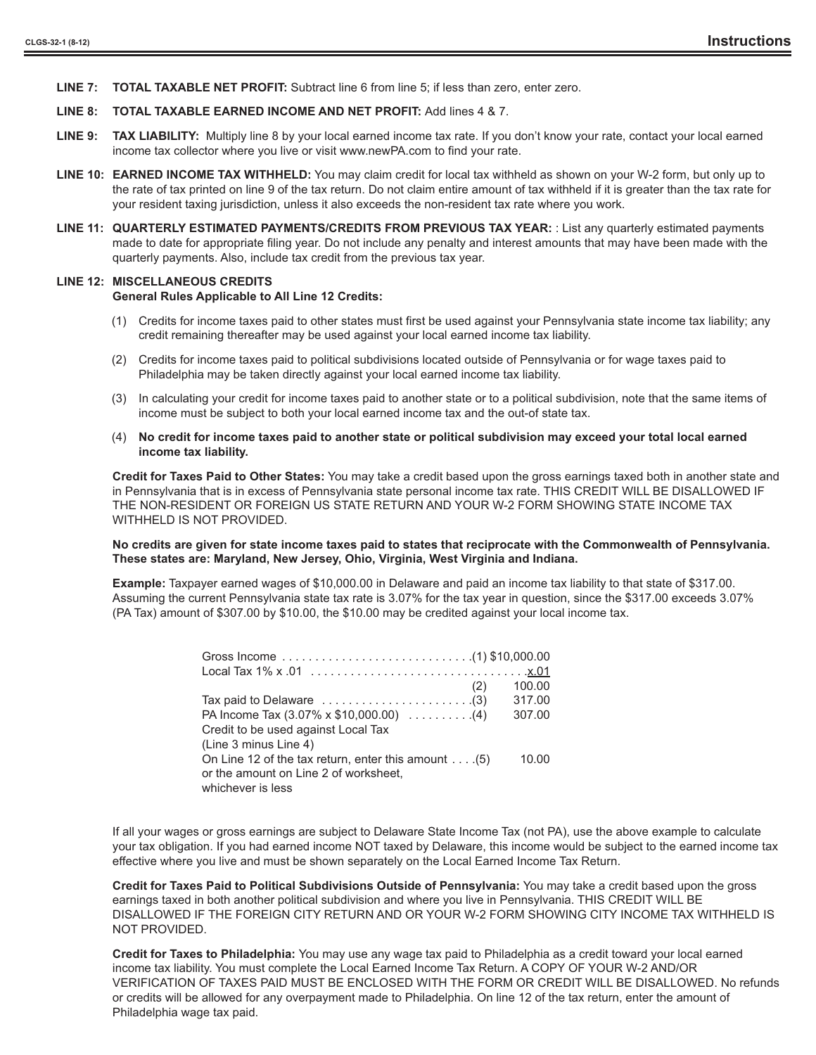**LINE 7: TOTAL TAXABLE NET PROFIT:** Subtract line 6 from line 5; if less than zero, enter zero.

**LINE 8: TOTAL TAXABLE EARNED INCOME AND NET PROFIT:** Add lines 4 & 7.

**LINE 9: TAX LIABILITY:** Multiply line 8 by your local earned income tax rate. If you don't know your rate, contact your local earned income tax collector where you live or visit www.newPA.com to find your rate.

**LINE 10: EARNED INCOME TAX WITHHELD:** You may claim credit for local tax withheld as shown on your W-2 form, but only up to the rate of tax printed on line 9 of the tax return. Do not claim entire amount of tax withheld if it is greater than the tax rate for your resident taxing jurisdiction, unless it also exceeds the non-resident tax rate where you work.

**LINE 11: QUARTERLY ESTIMATED PAYMENTS/CREDITS FROM PREVIOUS TAX YEAR:** : List any quarterly estimated payments made to date for appropriate filing year. Do not include any penalty and interest amounts that may have been made with the quarterly payments. Also, include tax credit from the previous tax year.

**LINE 12: MISCELLANEOUS CREDITS**
**General Rules Applicable to All Line 12 Credits:**

(1) Credits for income taxes paid to other states must first be used against your Pennsylvania state income tax liability; any credit remaining thereafter may be used against your local earned income tax liability.

(2) Credits for income taxes paid to political subdivisions located outside of Pennsylvania or for wage taxes paid to Philadelphia may be taken directly against your local earned income tax liability.

(3) In calculating your credit for income taxes paid to another state or to a political subdivision, note that the same items of income must be subject to both your local earned income tax and the out-of state tax.

(4) **No credit for income taxes paid to another state or political subdivision may exceed your total local earned income tax liability.**

**Credit for Taxes Paid to Other States:** You may take a credit based upon the gross earnings taxed both in another state and in Pennsylvania that is in excess of Pennsylvania state personal income tax rate. THIS CREDIT WILL BE DISALLOWED IF THE NON-RESIDENT OR FOREIGN US STATE RETURN AND YOUR W-2 FORM SHOWING STATE INCOME TAX WITHHELD IS NOT PROVIDED.

**No credits are given for state income taxes paid to states that reciprocate with the Commonwealth of Pennsylvania. These states are: Maryland, New Jersey, Ohio, Virginia, West Virginia and Indiana.**

**Example:** Taxpayer earned wages of $10,000.00 in Delaware and paid an income tax liability to that state of $317.00. Assuming the current Pennsylvania state tax rate is 3.07% for the tax year in question, since the $317.00 exceeds 3.07% (PA Tax) amount of $307.00 by $10.00, the $10.00 may be credited against your local income tax.

| | | |
|---|---|---|
| Gross Income . . . . . . . . . . . . . . . . . . . . . . . . . . . . | (1) | $10,000.00 |
| Local Tax 1% x .01 . . . . . . . . . . . . . . . . . . . . . . . . . . . . . . . | | x.01 |
| | (2) | 100.00 |
| Tax paid to Delaware . . . . . . . . . . . . . . . . . . . . . . . | (3) | 317.00 |
| PA Income Tax (3.07% x $10,000.00) . . . . . . . . . . | (4) | 307.00 |
| Credit to be used against Local Tax (Line 3 minus Line 4) | | |
| On Line 12 of the tax return, enter this amount . . . . | (5) | 10.00 |
| or the amount on Line 2 of worksheet, whichever is less | | |

If all your wages or gross earnings are subject to Delaware State Income Tax (not PA), use the above example to calculate your tax obligation. If you had earned income NOT taxed by Delaware, this income would be subject to the earned income tax effective where you live and must be shown separately on the Local Earned Income Tax Return.

**Credit for Taxes Paid to Political Subdivisions Outside of Pennsylvania:** You may take a credit based upon the gross earnings taxed in both another political subdivision and where you live in Pennsylvania. THIS CREDIT WILL BE DISALLOWED IF THE FOREIGN CITY RETURN AND OR YOUR W-2 FORM SHOWING CITY INCOME TAX WITHHELD IS NOT PROVIDED.

**Credit for Taxes to Philadelphia:** You may use any wage tax paid to Philadelphia as a credit toward your local earned income tax liability. You must complete the Local Earned Income Tax Return. A COPY OF YOUR W-2 AND/OR VERIFICATION OF TAXES PAID MUST BE ENCLOSED WITH THE FORM OR CREDIT WILL BE DISALLOWED. No refunds or credits will be allowed for any overpayment made to Philadelphia. On line 12 of the tax return, enter the amount of Philadelphia wage tax paid.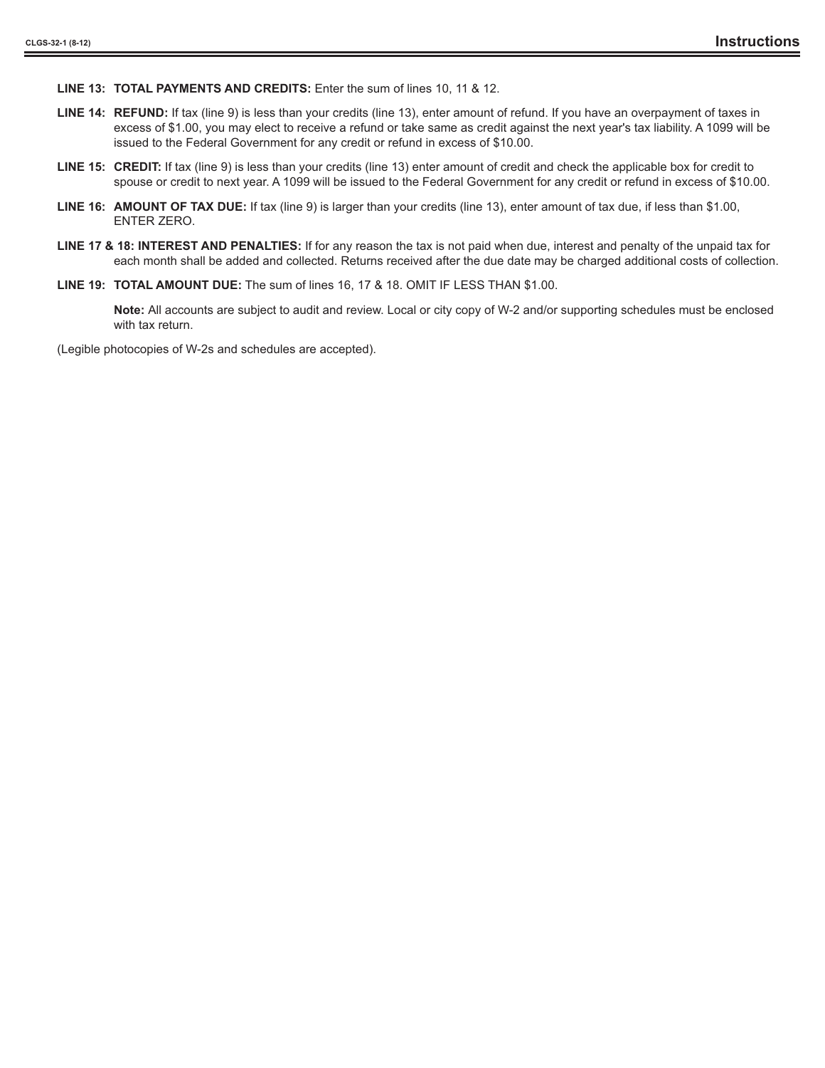**LINE 13: TOTAL PAYMENTS AND CREDITS:** Enter the sum of lines 10, 11 & 12.

**LINE 14: REFUND:** If tax (line 9) is less than your credits (line 13), enter amount of refund. If you have an overpayment of taxes in excess of $1.00, you may elect to receive a refund or take same as credit against the next year's tax liability. A 1099 will be issued to the Federal Government for any credit or refund in excess of $10.00.

**LINE 15: CREDIT:** If tax (line 9) is less than your credits (line 13) enter amount of credit and check the applicable box for credit to spouse or credit to next year. A 1099 will be issued to the Federal Government for any credit or refund in excess of $10.00.

**LINE 16: AMOUNT OF TAX DUE:** If tax (line 9) is larger than your credits (line 13), enter amount of tax due, if less than $1.00, ENTER ZERO.

**LINE 17 & 18: INTEREST AND PENALTIES:** If for any reason the tax is not paid when due, interest and penalty of the unpaid tax for each month shall be added and collected. Returns received after the due date may be charged additional costs of collection.

**LINE 19: TOTAL AMOUNT DUE:** The sum of lines 16, 17 & 18. OMIT IF LESS THAN $1.00.

**Note:** All accounts are subject to audit and review. Local or city copy of W-2 and/or supporting schedules must be enclosed with tax return.

(Legible photocopies of W-2s and schedules are accepted).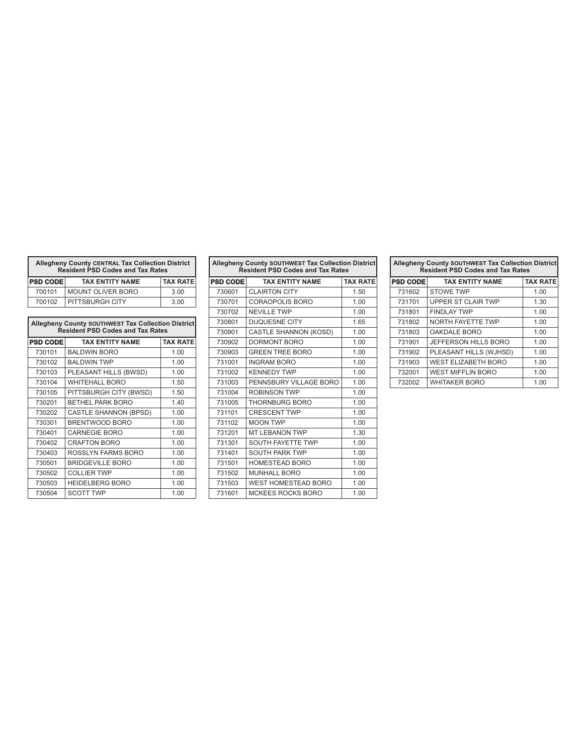**Allegheny County CENTRAL Tax Collection District Resident PSD Codes and Tax Rates**

| PSD CODE | TAX ENTITY NAME | TAX RATE |
|---|---|---|
| 700101 | MOUNT OLIVER BORO | 3.00 |
| 700102 | PITTSBURGH CITY | 3.00 |

**Allegheny County SOUTHWEST Tax Collection District Resident PSD Codes and Tax Rates**

| PSD CODE | TAX ENTITY NAME | TAX RATE |
|---|---|---|
| 730101 | BALDWIN BORO | 1.00 |
| 730102 | BALDWIN TWP | 1.00 |
| 730103 | PLEASANT HILLS (BWSD) | 1.00 |
| 730104 | WHITEHALL BORO | 1.50 |
| 730105 | PITTSBURGH CITY (BWSD) | 1.50 |
| 730201 | BETHEL PARK BORO | 1.40 |
| 730202 | CASTLE SHANNON (BPSD) | 1.00 |
| 730301 | BRENTWOOD BORO | 1.00 |
| 730401 | CARNEGIE BORO | 1.00 |
| 730402 | CRAFTON BORO | 1.00 |
| 730403 | ROSSLYN FARMS BORO | 1.00 |
| 730501 | BRIDGEVILLE BORO | 1.00 |
| 730502 | COLLIER TWP | 1.00 |
| 730503 | HEIDELBERG BORO | 1.00 |
| 730504 | SCOTT TWP | 1.00 |

**Allegheny County SOUTHWEST Tax Collection District Resident PSD Codes and Tax Rates**

| PSD CODE | TAX ENTITY NAME | TAX RATE |
|---|---|---|
| 730601 | CLAIRTON CITY | 1.50 |
| 730701 | CORAOPOLIS BORO | 1.00 |
| 730702 | NEVILLE TWP | 1.00 |
| 730801 | DUQUESNE CITY | 1.65 |
| 730901 | CASTLE SHANNON (KOSD) | 1.00 |
| 730902 | DORMONT BORO | 1.00 |
| 730903 | GREEN TREE BORO | 1.00 |
| 731001 | INGRAM BORO | 1.00 |
| 731002 | KENNEDY TWP | 1.00 |
| 731003 | PENNSBURY VILLAGE BORO | 1.00 |
| 731004 | ROBINSON TWP | 1.00 |
| 731005 | THORNBURG BORO | 1.00 |
| 731101 | CRESCENT TWP | 1.00 |
| 731102 | MOON TWP | 1.00 |
| 731201 | MT LEBANON TWP | 1.30 |
| 731301 | SOUTH FAYETTE TWP | 1.00 |
| 731401 | SOUTH PARK TWP | 1.00 |
| 731501 | HOMESTEAD BORO | 1.00 |
| 731502 | MUNHALL BORO | 1.00 |
| 731503 | WEST HOMESTEAD BORO | 1.00 |
| 731601 | MCKEES ROCKS BORO | 1.00 |

**Allegheny County SOUTHWEST Tax Collection District Resident PSD Codes and Tax Rates**

| PSD CODE | TAX ENTITY NAME | TAX RATE |
|---|---|---|
| 731602 | STOWE TWP | 1.00 |
| 731701 | UPPER ST CLAIR TWP | 1.30 |
| 731801 | FINDLAY TWP | 1.00 |
| 731802 | NORTH FAYETTE TWP | 1.00 |
| 731803 | OAKDALE BORO | 1.00 |
| 731901 | JEFFERSON HILLS BORO | 1.00 |
| 731902 | PLEASANT HILLS (WJHSD) | 1.00 |
| 731903 | WEST ELIZABETH BORO | 1.00 |
| 732001 | WEST MIFFLIN BORO | 1.00 |
| 732002 | WHITAKER BORO | 1.00 |